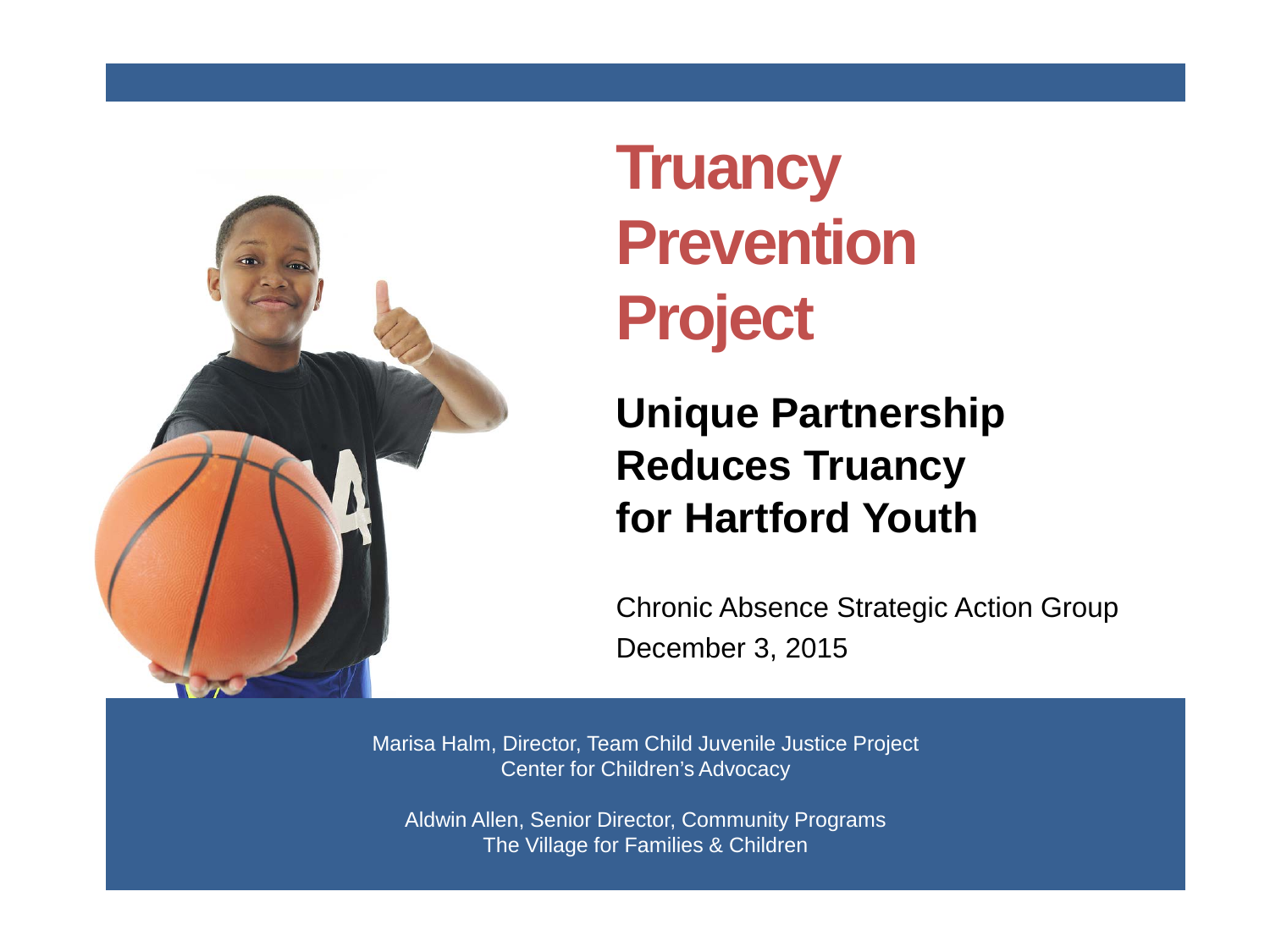# Truancy Prevention Project

## Unique Partnership Reduces Truancy for Hartford Youth

Chronic Absence Strategic Action Group
December 3, 2015

Marisa Halm, Director, Team Child Juvenile Justice Project
Center for Children's Advocacy

Aldwin Allen, Senior Director, Community Programs
The Village for Families & Children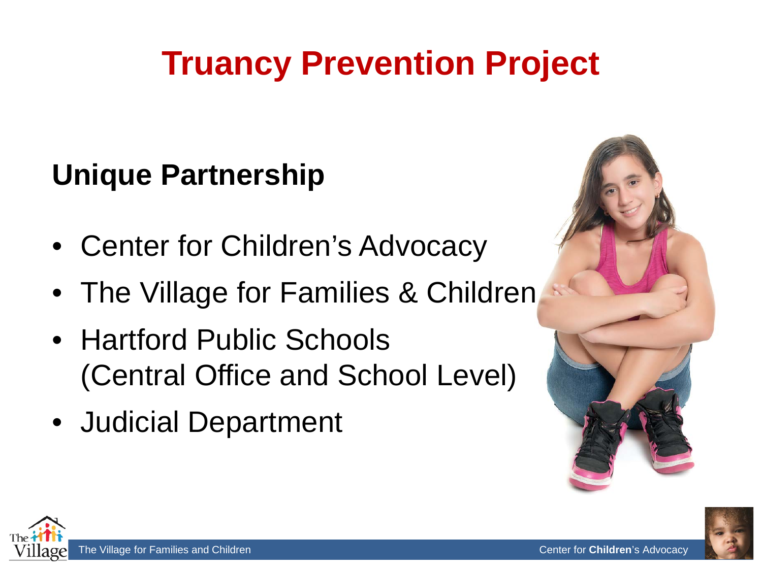# Truancy Prevention Project

## Unique Partnership

- Center for Children's Advocacy
- The Village for Families & Children
- Hartford Public Schools (Central Office and School Level)
- Judicial Department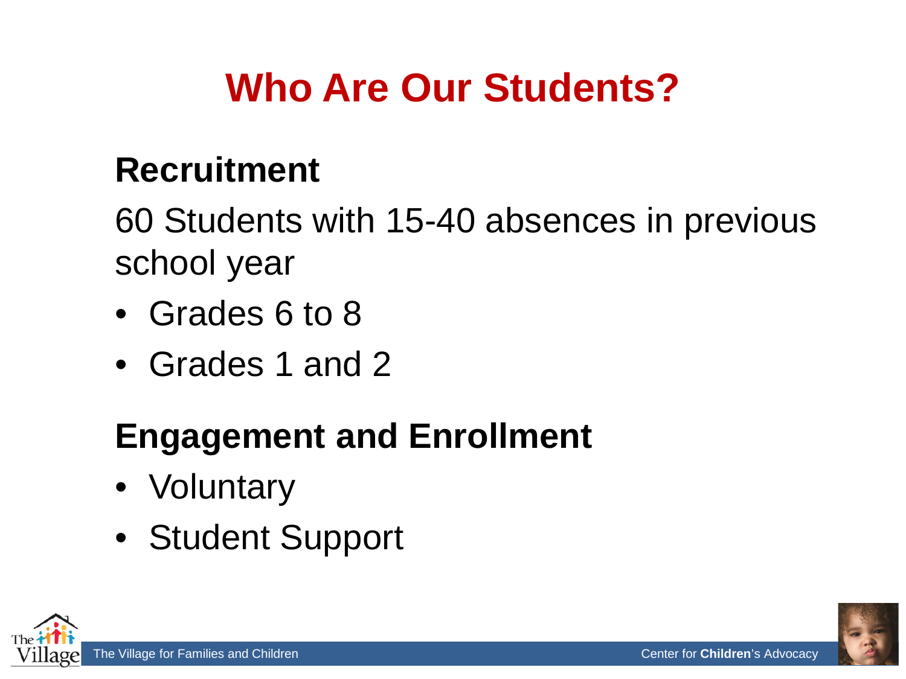# Who Are Our Students?

## Recruitment

60 Students with 15-40 absences in previous school year

- Grades 6 to 8
- Grades 1 and 2

## Engagement and Enrollment

- Voluntary
- Student Support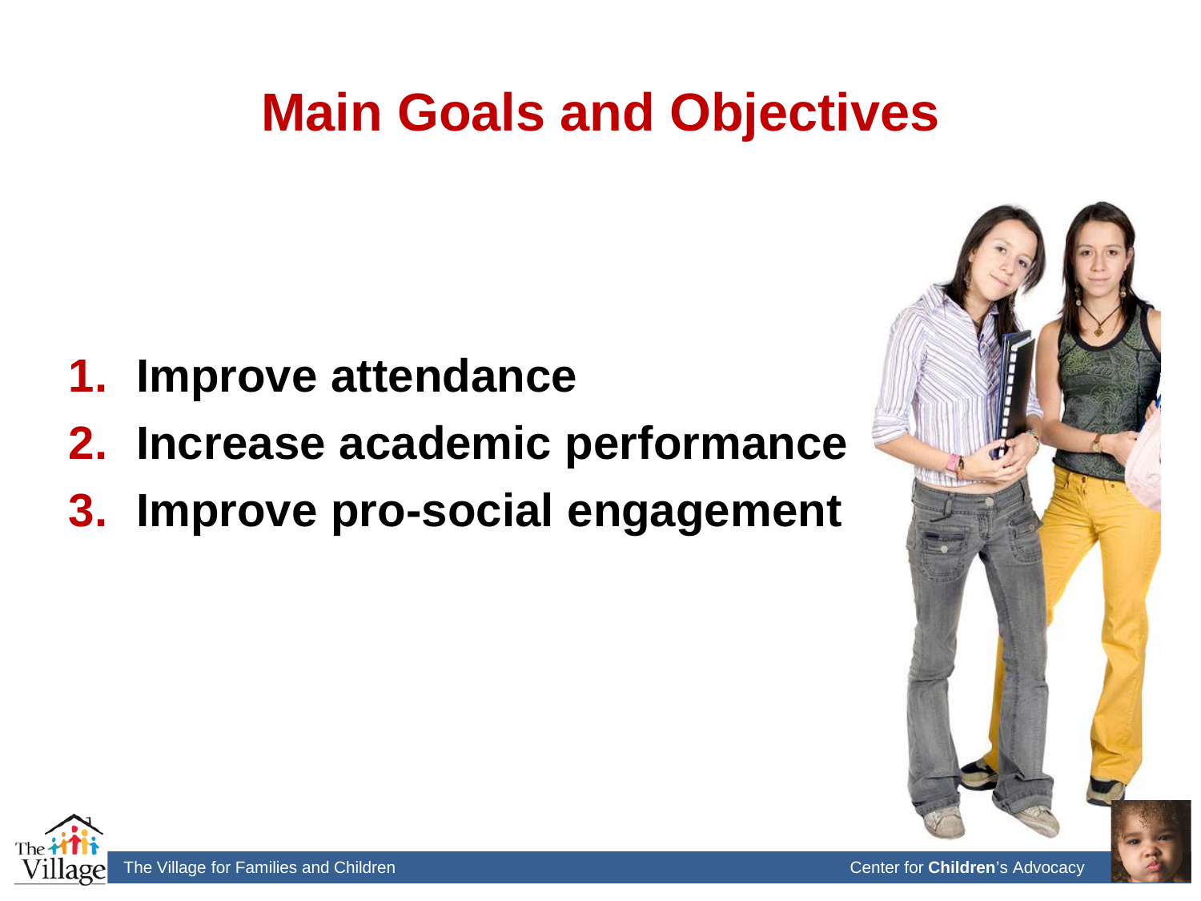# Main Goals and Objectives

1. **Improve attendance**
2. **Increase academic performance**
3. **Improve pro-social engagement**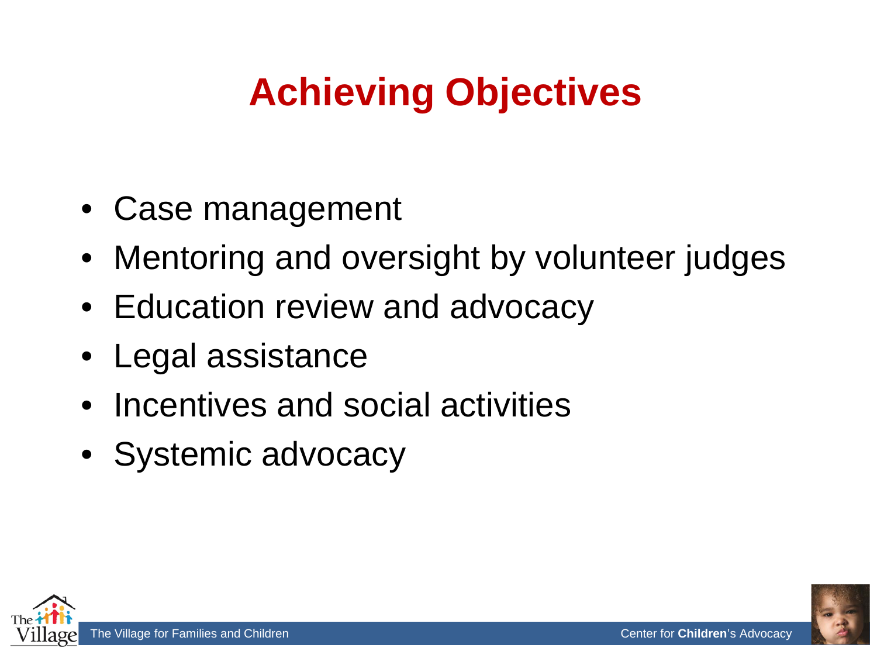# Achieving Objectives

- Case management
- Mentoring and oversight by volunteer judges
- Education review and advocacy
- Legal assistance
- Incentives and social activities
- Systemic advocacy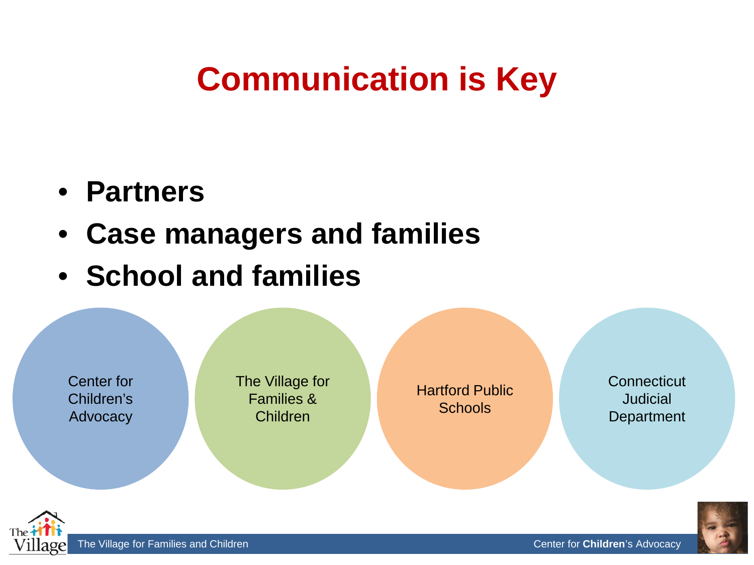# Communication is Key

- **Partners**
- **Case managers and families**
- **School and families**

Center for Children's Advocacy

The Village for Families & Children

Hartford Public Schools

Connecticut Judicial Department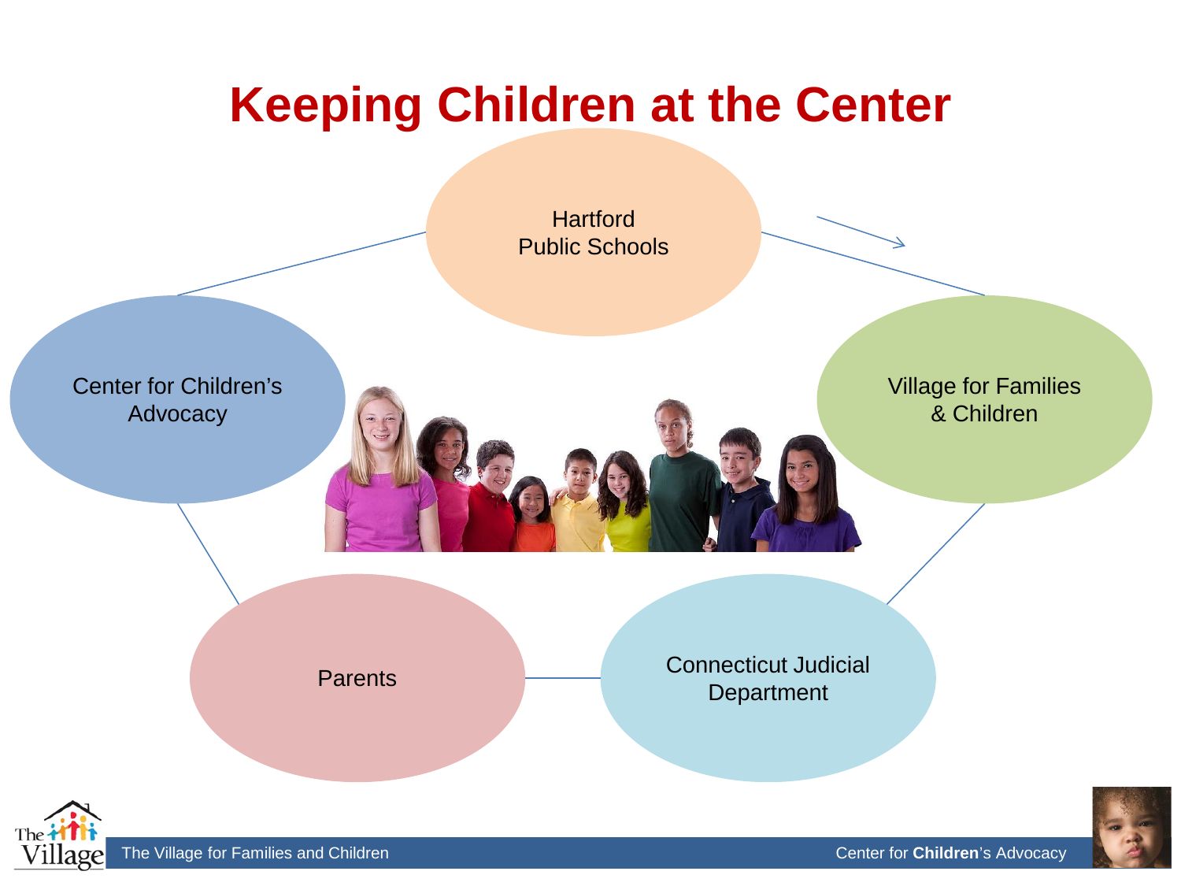# Keeping Children at the Center

Hartford Public Schools

Village for Families & Children

Connecticut Judicial Department

Parents

Center for Children's Advocacy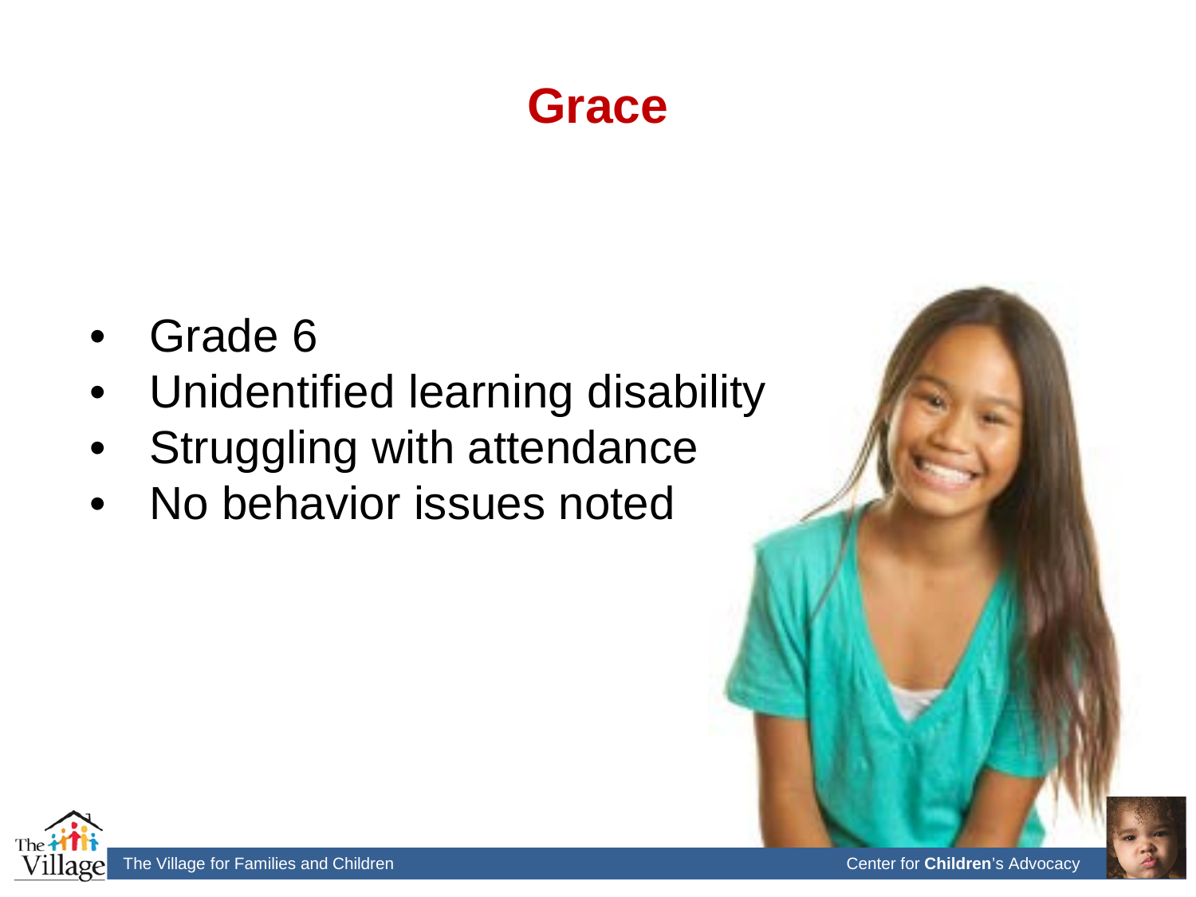# Grace

- Grade 6
- Unidentified learning disability
- Struggling with attendance
- No behavior issues noted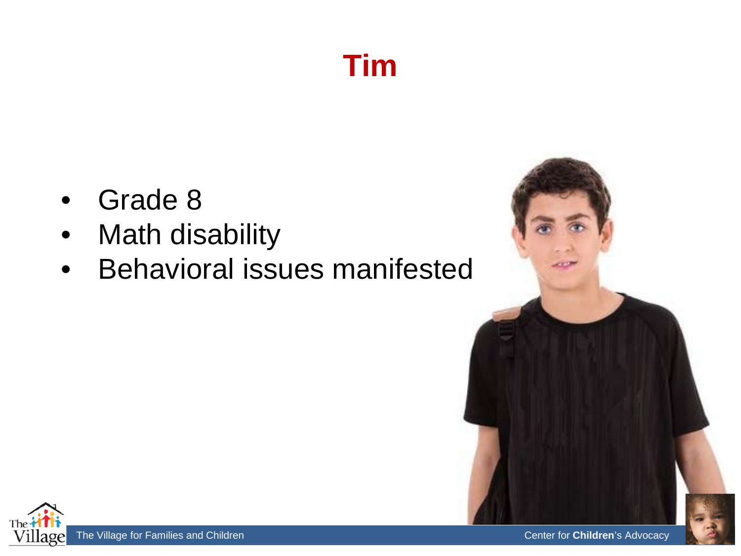# Tim

- Grade 8
- Math disability
- Behavioral issues manifested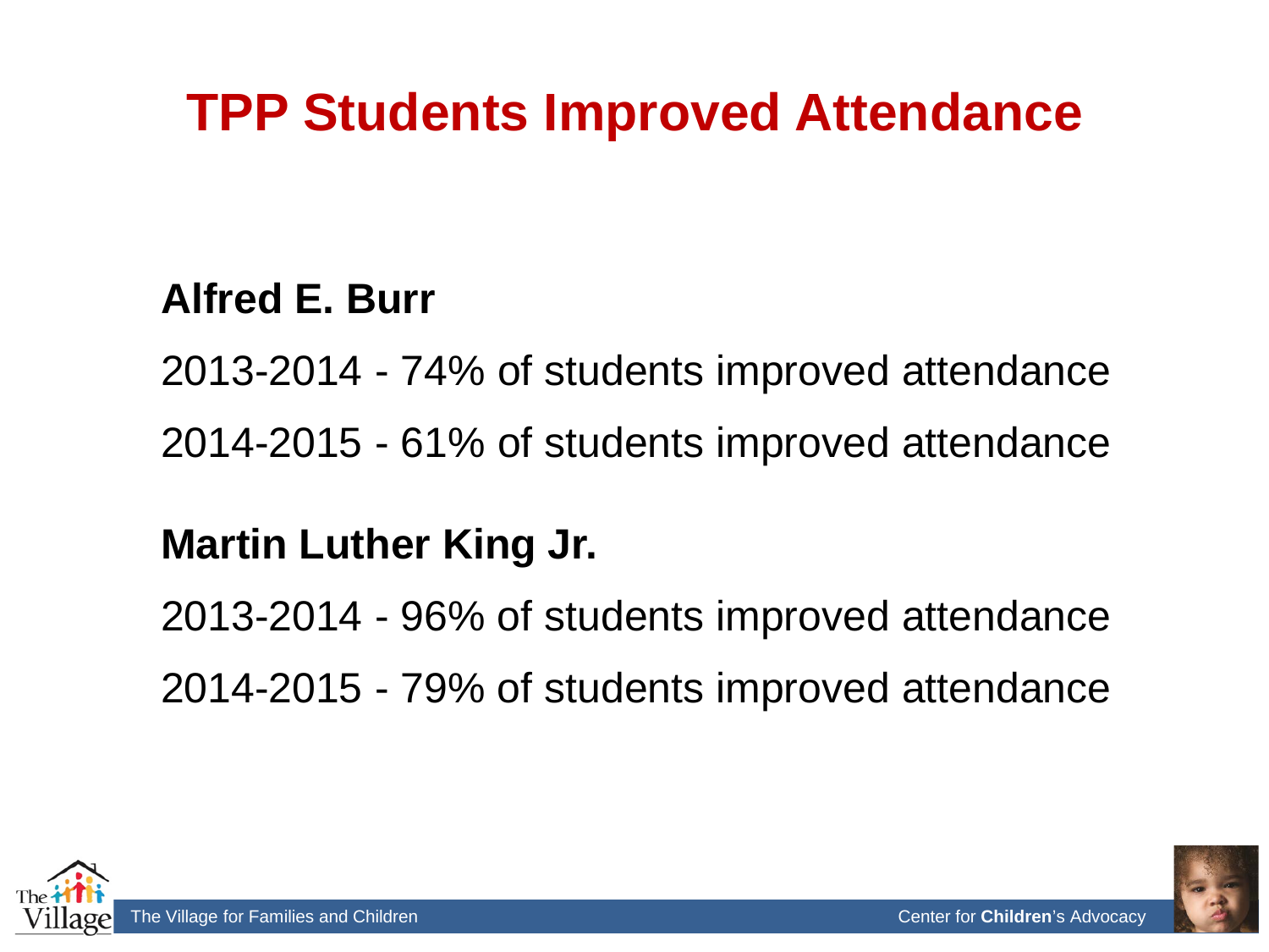# TPP Students Improved Attendance

**Alfred E. Burr**

2013-2014 - 74% of students improved attendance

2014-2015 - 61% of students improved attendance

**Martin Luther King Jr.**

2013-2014 - 96% of students improved attendance

2014-2015 - 79% of students improved attendance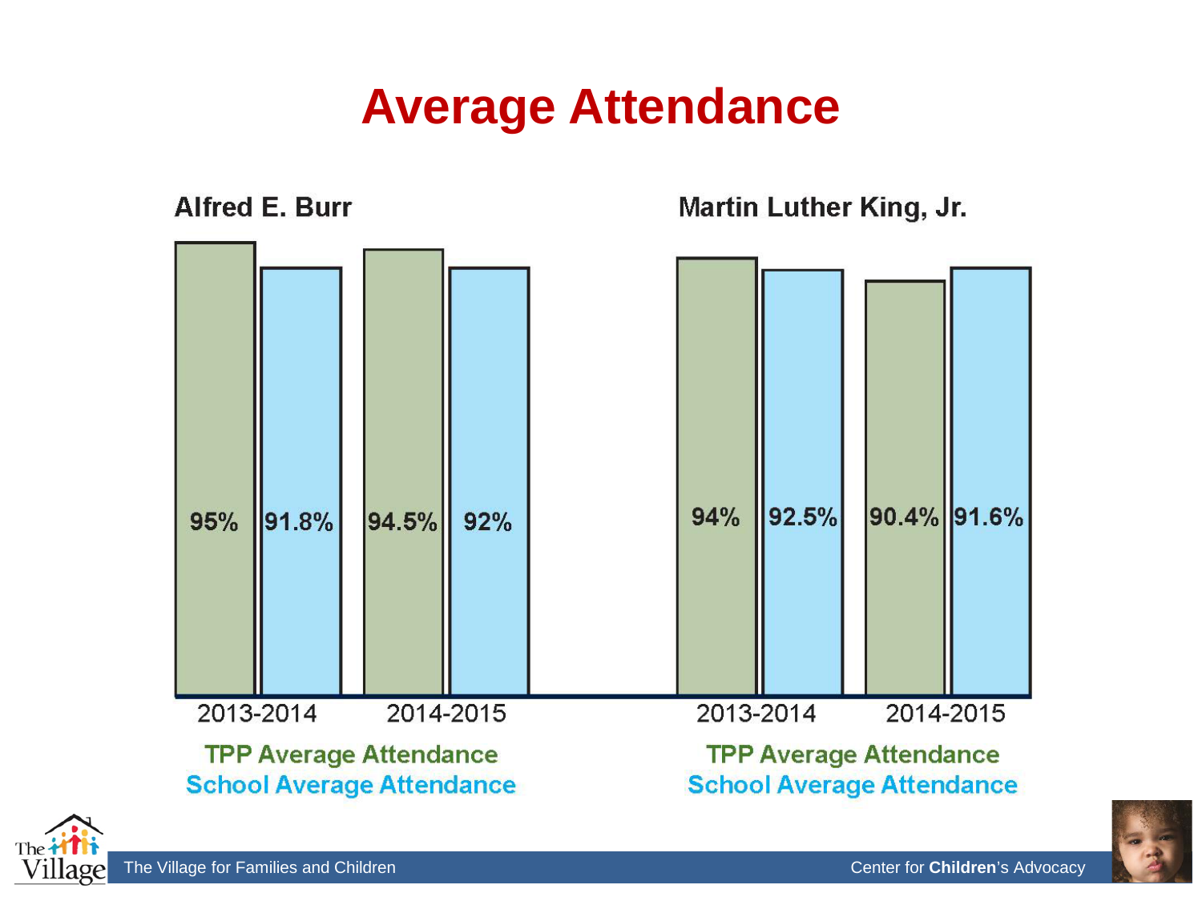# Average Attendance

## Alfred E. Burr

| | TPP Average Attendance | School Average Attendance |
|---|---|---|
| 2013-2014 | 95% | 91.8% |
| 2014-2015 | 94.5% | 92% |

## Martin Luther King, Jr.

| | TPP Average Attendance | School Average Attendance |
|---|---|---|
| 2013-2014 | 94% | 92.5% |
| 2014-2015 | 90.4% | 91.6% |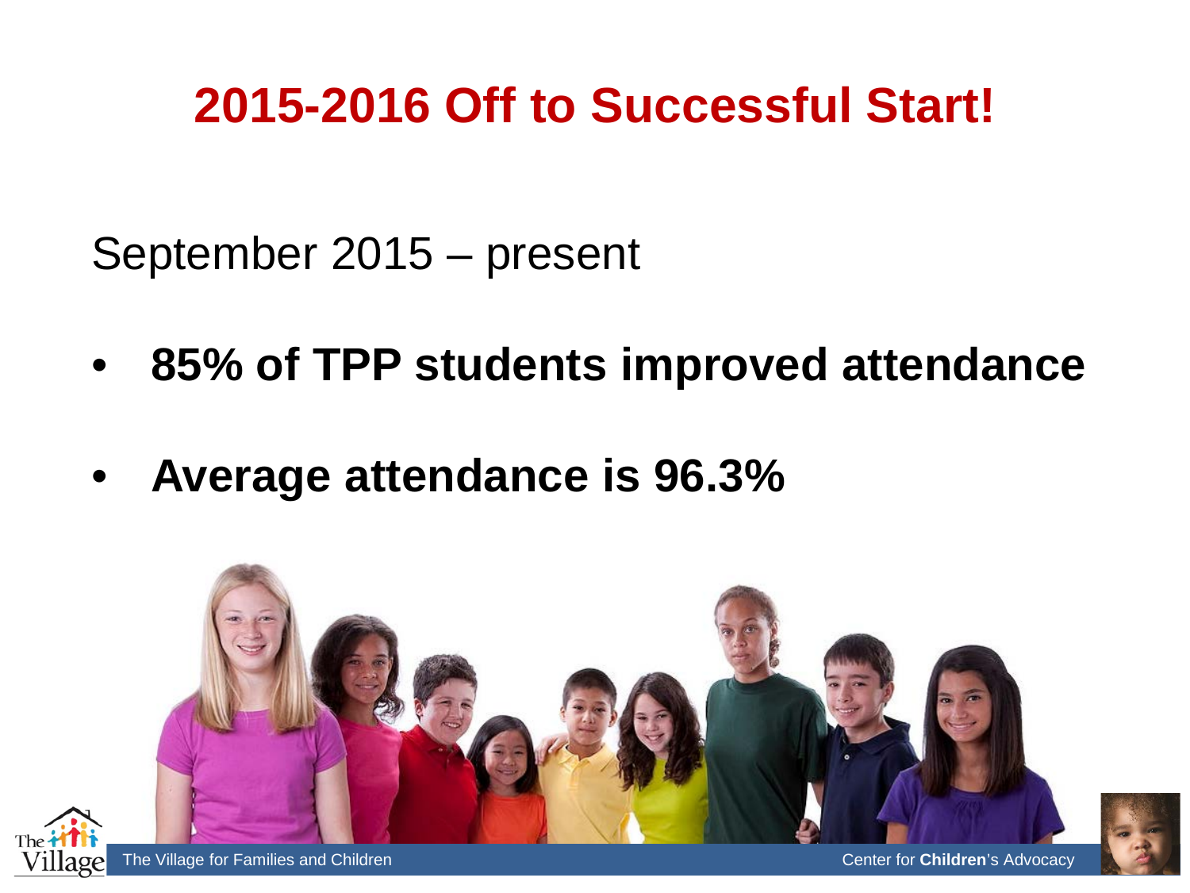# 2015-2016 Off to Successful Start!

September 2015 – present

- **85% of TPP students improved attendance**
- **Average attendance is 96.3%**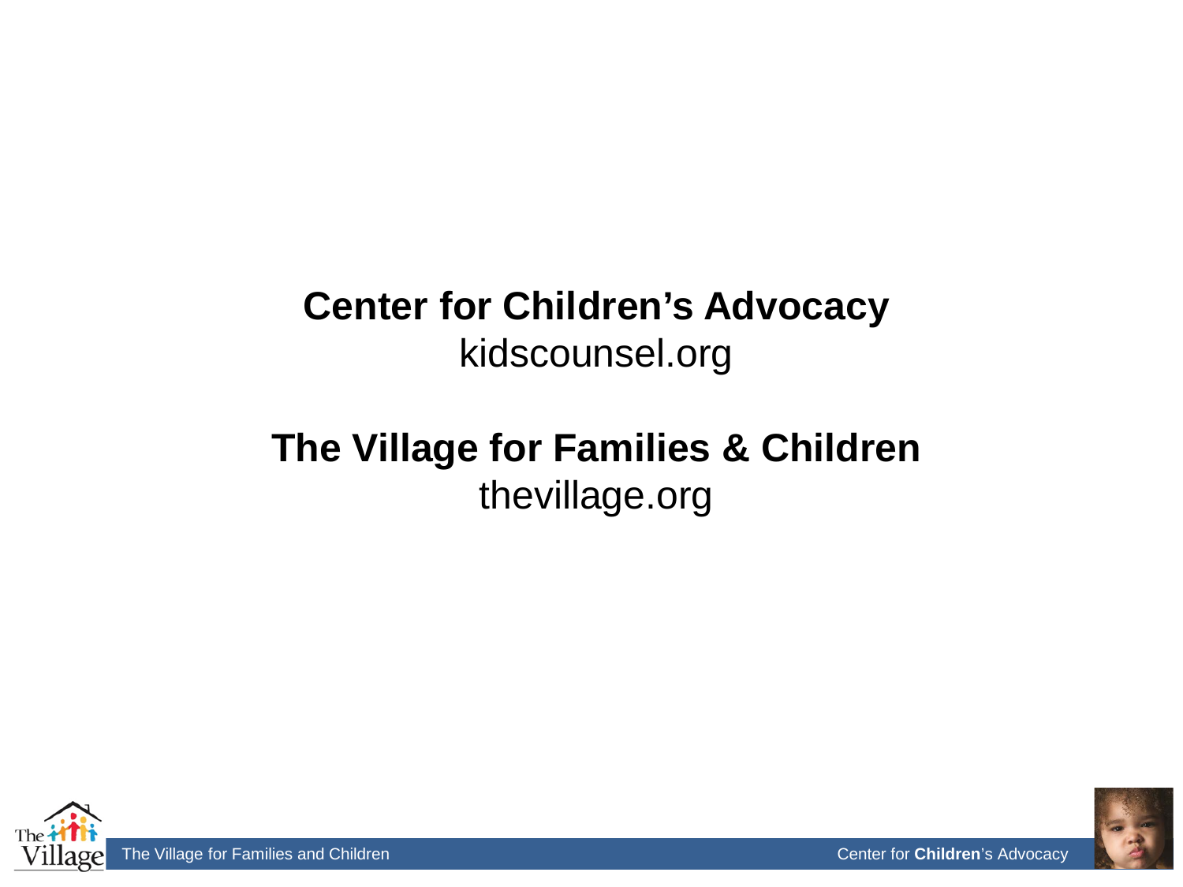**Center for Children's Advocacy**
kidscounsel.org

**The Village for Families & Children**
thevillage.org